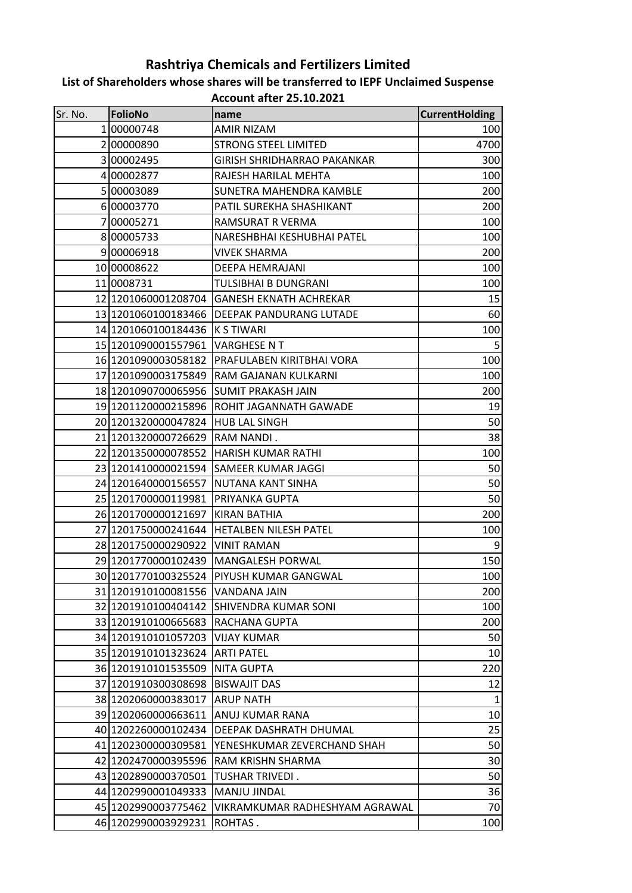# Rashtriya Chemicals and Fertilizers Limited

## List of Shareholders whose shares will be transferred to IEPF Unclaimed Suspense Account after 25.10.2021

| Sr. No. | FolioNo | name | CurrentHolding |
|---|---|---|---|
| 1 | 00000748 | AMIR NIZAM | 100 |
| 2 | 00000890 | STRONG STEEL LIMITED | 4700 |
| 3 | 00002495 | GIRISH SHRIDHARRAO PAKANKAR | 300 |
| 4 | 00002877 | RAJESH HARILAL MEHTA | 100 |
| 5 | 00003089 | SUNETRA MAHENDRA KAMBLE | 200 |
| 6 | 00003770 | PATIL SUREKHA SHASHIKANT | 200 |
| 7 | 00005271 | RAMSURAT R VERMA | 100 |
| 8 | 00005733 | NARESHBHAI KESHUBHAI PATEL | 100 |
| 9 | 00006918 | VIVEK SHARMA | 200 |
| 10 | 00008622 | DEEPA HEMRAJANI | 100 |
| 11 | 0008731 | TULSIBHAI B DUNGRANI | 100 |
| 12 | 1201060001208704 | GANESH EKNATH ACHREKAR | 15 |
| 13 | 1201060100183466 | DEEPAK PANDURANG LUTADE | 60 |
| 14 | 1201060100184436 | K S TIWARI | 100 |
| 15 | 1201090001557961 | VARGHESE N T | 5 |
| 16 | 1201090003058182 | PRAFULABEN KIRITBHAI VORA | 100 |
| 17 | 1201090003175849 | RAM GAJANAN KULKARNI | 100 |
| 18 | 1201090700065956 | SUMIT PRAKASH JAIN | 200 |
| 19 | 1201120000215896 | ROHIT JAGANNATH GAWADE | 19 |
| 20 | 1201320000047824 | HUB LAL SINGH | 50 |
| 21 | 1201320000726629 | RAM NANDI . | 38 |
| 22 | 1201350000078552 | HARISH KUMAR RATHI | 100 |
| 23 | 1201410000021594 | SAMEER KUMAR JAGGI | 50 |
| 24 | 1201640000156557 | NUTANA KANT SINHA | 50 |
| 25 | 1201700000119981 | PRIYANKA GUPTA | 50 |
| 26 | 1201700000121697 | KIRAN BATHIA | 200 |
| 27 | 1201750000241644 | HETALBEN NILESH PATEL | 100 |
| 28 | 1201750000290922 | VINIT RAMAN | 9 |
| 29 | 1201770000102439 | MANGALESH PORWAL | 150 |
| 30 | 1201770100325524 | PIYUSH KUMAR GANGWAL | 100 |
| 31 | 1201910100081556 | VANDANA JAIN | 200 |
| 32 | 1201910100404142 | SHIVENDRA KUMAR SONI | 100 |
| 33 | 1201910100665683 | RACHANA GUPTA | 200 |
| 34 | 1201910101057203 | VIJAY KUMAR | 50 |
| 35 | 1201910101323624 | ARTI PATEL | 10 |
| 36 | 1201910101535509 | NITA GUPTA | 220 |
| 37 | 1201910300308698 | BISWAJIT DAS | 12 |
| 38 | 1202060000383017 | ARUP NATH | 1 |
| 39 | 1202060000663611 | ANUJ KUMAR RANA | 10 |
| 40 | 1202260000102434 | DEEPAK DASHRATH DHUMAL | 25 |
| 41 | 1202300000309581 | YENESHKUMAR ZEVERCHAND SHAH | 50 |
| 42 | 1202470000395596 | RAM KRISHN SHARMA | 30 |
| 43 | 1202890000370501 | TUSHAR TRIVEDI . | 50 |
| 44 | 1202990001049333 | MANJU JINDAL | 36 |
| 45 | 1202990003775462 | VIKRAMKUMAR RADHESHYAM AGRAWAL | 70 |
| 46 | 1202990003929231 | ROHTAS . | 100 |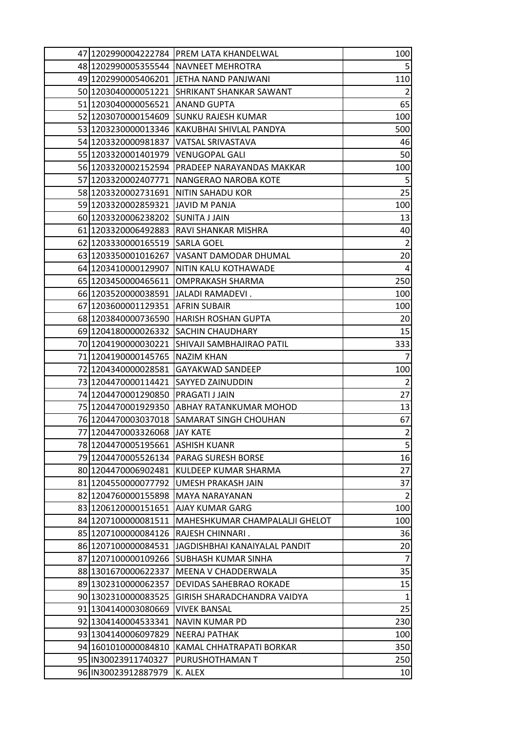| | | | |
|---|---|---|---|
| 47 | 1202990004222784 | PREM LATA KHANDELWAL | 100 |
| 48 | 1202990005355544 | NAVNEET MEHROTRA | 5 |
| 49 | 1202990005406201 | JETHA NAND PANJWANI | 110 |
| 50 | 1203040000051221 | SHRIKANT SHANKAR SAWANT | 2 |
| 51 | 1203040000056521 | ANAND GUPTA | 65 |
| 52 | 1203070000154609 | SUNKU RAJESH KUMAR | 100 |
| 53 | 1203230000013346 | KAKUBHAI SHIVLAL PANDYA | 500 |
| 54 | 1203320000981837 | VATSAL SRIVASTAVA | 46 |
| 55 | 1203320001401979 | VENUGOPAL GALI | 50 |
| 56 | 1203320002152594 | PRADEEP NARAYANDAS MAKKAR | 100 |
| 57 | 1203320002407771 | NANGERAO NAROBA KOTE | 5 |
| 58 | 1203320002731691 | NITIN SAHADU KOR | 25 |
| 59 | 1203320002859321 | JAVID M PANJA | 100 |
| 60 | 1203320006238202 | SUNITA J JAIN | 13 |
| 61 | 1203320006492883 | RAVI SHANKAR MISHRA | 40 |
| 62 | 1203330000165519 | SARLA GOEL | 2 |
| 63 | 1203350001016267 | VASANT DAMODAR DHUMAL | 20 |
| 64 | 1203410000129907 | NITIN KALU KOTHAWADE | 4 |
| 65 | 1203450000465611 | OMPRAKASH SHARMA | 250 |
| 66 | 1203520000038591 | JALADI RAMADEVI . | 100 |
| 67 | 1203600001129351 | AFRIN SUBAIR | 100 |
| 68 | 1203840000736590 | HARISH ROSHAN GUPTA | 20 |
| 69 | 1204180000026332 | SACHIN CHAUDHARY | 15 |
| 70 | 1204190000030221 | SHIVAJI SAMBHAJIRAO PATIL | 333 |
| 71 | 1204190000145765 | NAZIM KHAN | 7 |
| 72 | 1204340000028581 | GAYAKWAD SANDEEP | 100 |
| 73 | 1204470000114421 | SAYYED ZAINUDDIN | 2 |
| 74 | 1204470001290850 | PRAGATI J JAIN | 27 |
| 75 | 1204470001929350 | ABHAY RATANKUMAR MOHOD | 13 |
| 76 | 1204470003037018 | SAMARAT SINGH CHOUHAN | 67 |
| 77 | 1204470003326068 | JAY KATE | 2 |
| 78 | 1204470005195661 | ASHISH KUANR | 5 |
| 79 | 1204470005526134 | PARAG SURESH BORSE | 16 |
| 80 | 1204470006902481 | KULDEEP KUMAR SHARMA | 27 |
| 81 | 1204550000077792 | UMESH PRAKASH JAIN | 37 |
| 82 | 1204760000155898 | MAYA NARAYANAN | 2 |
| 83 | 1206120000151651 | AJAY KUMAR GARG | 100 |
| 84 | 1207100000081511 | MAHESHKUMAR CHAMPALALJI GHELOT | 100 |
| 85 | 1207100000084126 | RAJESH CHINNARI . | 36 |
| 86 | 1207100000084531 | JAGDISHBHAI KANAIYALAL PANDIT | 20 |
| 87 | 1207100000109266 | SUBHASH KUMAR SINHA | 7 |
| 88 | 1301670000622337 | MEENA V CHADDERWALA | 35 |
| 89 | 1302310000062357 | DEVIDAS SAHEBRAO ROKADE | 15 |
| 90 | 1302310000083525 | GIRISH SHARADCHANDRA VAIDYA | 1 |
| 91 | 1304140003080669 | VIVEK BANSAL | 25 |
| 92 | 1304140004533341 | NAVIN KUMAR PD | 230 |
| 93 | 1304140006097829 | NEERAJ PATHAK | 100 |
| 94 | 1601010000084810 | KAMAL CHHATRAPATI BORKAR | 350 |
| 95 | IN30023911740327 | PURUSHOTHAMAN T | 250 |
| 96 | IN30023912887979 | K. ALEX | 10 |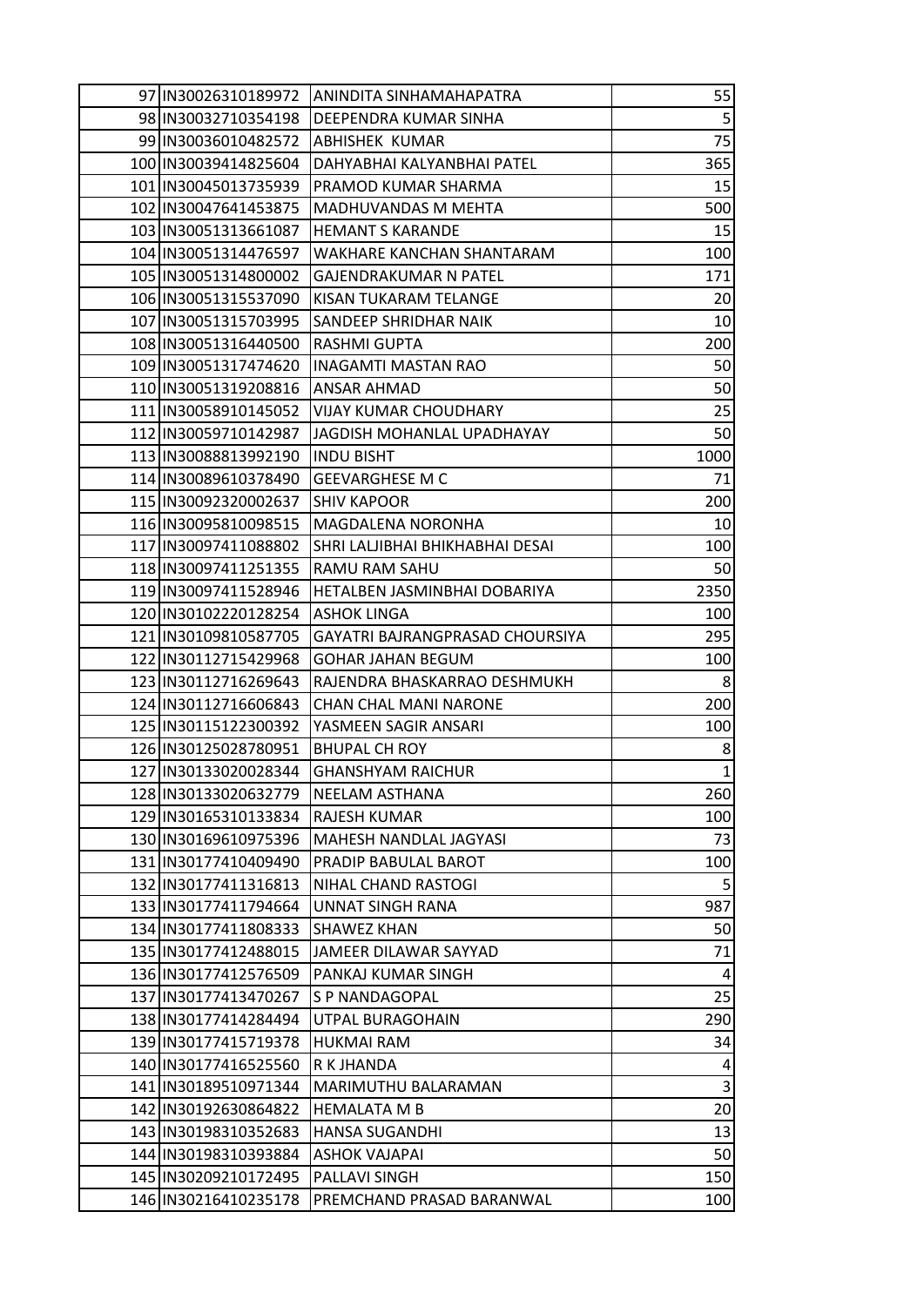| | | | |
|---|---|---|---|
| 97 | IN30026310189972 | ANINDITA SINHAMAHAPATRA | 55 |
| 98 | IN30032710354198 | DEEPENDRA KUMAR SINHA | 5 |
| 99 | IN30036010482572 | ABHISHEK KUMAR | 75 |
| 100 | IN30039414825604 | DAHYABHAI KALYANBHAI PATEL | 365 |
| 101 | IN30045013735939 | PRAMOD KUMAR SHARMA | 15 |
| 102 | IN30047641453875 | MADHUVANDAS M MEHTA | 500 |
| 103 | IN30051313661087 | HEMANT S KARANDE | 15 |
| 104 | IN30051314476597 | WAKHARE KANCHAN SHANTARAM | 100 |
| 105 | IN30051314800002 | GAJENDRAKUMAR N PATEL | 171 |
| 106 | IN30051315537090 | KISAN TUKARAM TELANGE | 20 |
| 107 | IN30051315703995 | SANDEEP SHRIDHAR NAIK | 10 |
| 108 | IN30051316440500 | RASHMI GUPTA | 200 |
| 109 | IN30051317474620 | INAGAMTI MASTAN RAO | 50 |
| 110 | IN30051319208816 | ANSAR AHMAD | 50 |
| 111 | IN30058910145052 | VIJAY KUMAR CHOUDHARY | 25 |
| 112 | IN30059710142987 | JAGDISH MOHANLAL UPADHAYAY | 50 |
| 113 | IN30088813992190 | INDU BISHT | 1000 |
| 114 | IN30089610378490 | GEEVARGHESE M C | 71 |
| 115 | IN30092320002637 | SHIV KAPOOR | 200 |
| 116 | IN30095810098515 | MAGDALENA NORONHA | 10 |
| 117 | IN30097411088802 | SHRI LALJIBHAI BHIKHABHAI DESAI | 100 |
| 118 | IN30097411251355 | RAMU RAM SAHU | 50 |
| 119 | IN30097411528946 | HETALBEN JASMINBHAI DOBARIYA | 2350 |
| 120 | IN30102220128254 | ASHOK LINGA | 100 |
| 121 | IN30109810587705 | GAYATRI BAJRANGPRASAD CHOURSIYA | 295 |
| 122 | IN30112715429968 | GOHAR JAHAN BEGUM | 100 |
| 123 | IN30112716269643 | RAJENDRA BHASKARRAO DESHMUKH | 8 |
| 124 | IN30112716606843 | CHAN CHAL MANI NARONE | 200 |
| 125 | IN30115122300392 | YASMEEN SAGIR ANSARI | 100 |
| 126 | IN30125028780951 | BHUPAL CH ROY | 8 |
| 127 | IN30133020028344 | GHANSHYAM RAICHUR | 1 |
| 128 | IN30133020632779 | NEELAM ASTHANA | 260 |
| 129 | IN30165310133834 | RAJESH KUMAR | 100 |
| 130 | IN30169610975396 | MAHESH NANDLAL JAGYASI | 73 |
| 131 | IN30177410409490 | PRADIP BABULAL BAROT | 100 |
| 132 | IN30177411316813 | NIHAL CHAND RASTOGI | 5 |
| 133 | IN30177411794664 | UNNAT SINGH RANA | 987 |
| 134 | IN30177411808333 | SHAWEZ KHAN | 50 |
| 135 | IN30177412488015 | JAMEER DILAWAR SAYYAD | 71 |
| 136 | IN30177412576509 | PANKAJ KUMAR SINGH | 4 |
| 137 | IN30177413470267 | S P NANDAGOPAL | 25 |
| 138 | IN30177414284494 | UTPAL BURAGOHAIN | 290 |
| 139 | IN30177415719378 | HUKMAI RAM | 34 |
| 140 | IN30177416525560 | R K JHANDA | 4 |
| 141 | IN30189510971344 | MARIMUTHU BALARAMAN | 3 |
| 142 | IN30192630864822 | HEMALATA M B | 20 |
| 143 | IN30198310352683 | HANSA SUGANDHI | 13 |
| 144 | IN30198310393884 | ASHOK VAJAPAI | 50 |
| 145 | IN30209210172495 | PALLAVI SINGH | 150 |
| 146 | IN30216410235178 | PREMCHAND PRASAD BARANWAL | 100 |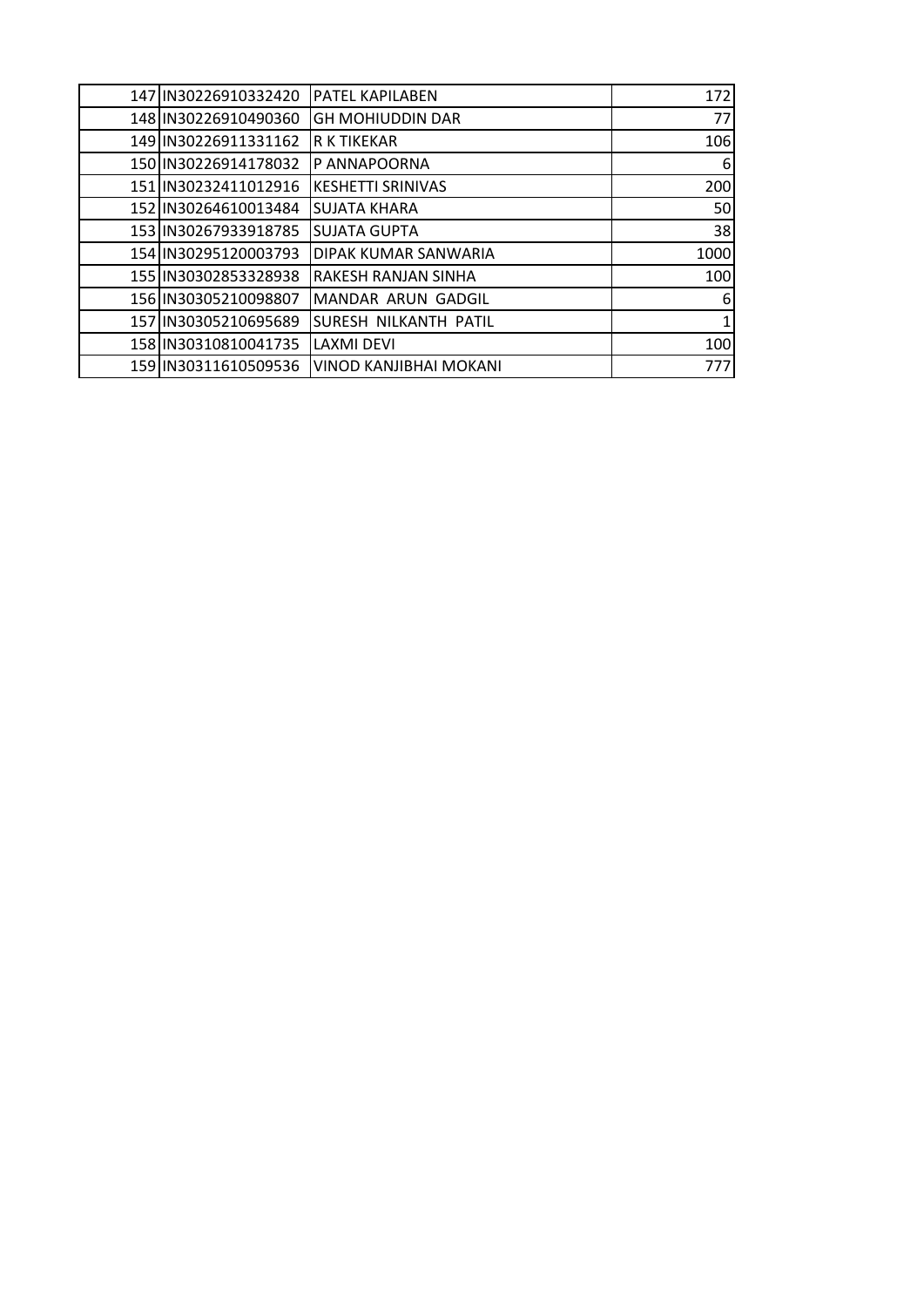| | | | |
|---|---|---|---|
| 147 | IN30226910332420 | PATEL KAPILABEN | 172 |
| 148 | IN30226910490360 | GH MOHIUDDIN DAR | 77 |
| 149 | IN30226911331162 | R K TIKEKAR | 106 |
| 150 | IN30226914178032 | P ANNAPOORNA | 6 |
| 151 | IN30232411012916 | KESHETTI SRINIVAS | 200 |
| 152 | IN30264610013484 | SUJATA KHARA | 50 |
| 153 | IN30267933918785 | SUJATA GUPTA | 38 |
| 154 | IN30295120003793 | DIPAK KUMAR SANWARIA | 1000 |
| 155 | IN30302853328938 | RAKESH RANJAN SINHA | 100 |
| 156 | IN30305210098807 | MANDAR ARUN GADGIL | 6 |
| 157 | IN30305210695689 | SURESH NILKANTH PATIL | 1 |
| 158 | IN30310810041735 | LAXMI DEVI | 100 |
| 159 | IN30311610509536 | VINOD KANJIBHAI MOKANI | 777 |